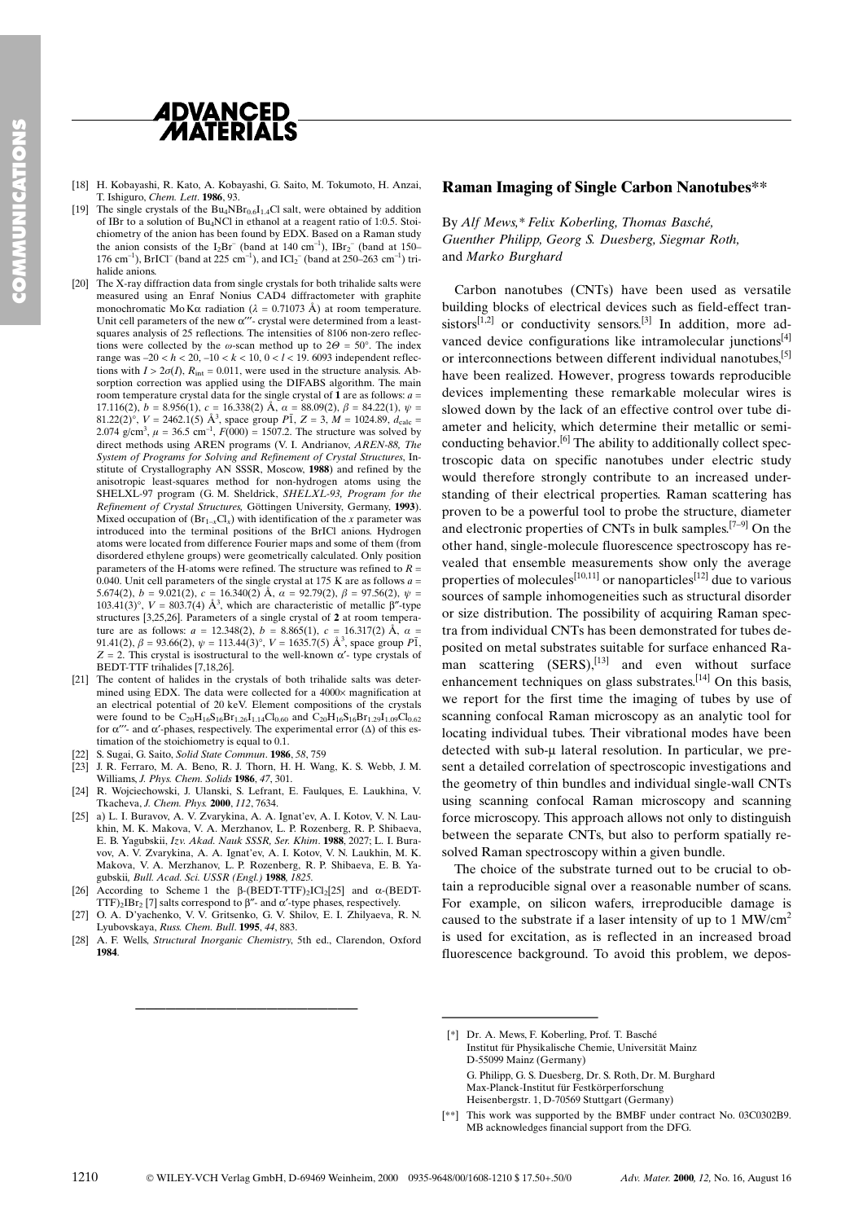[18] H. Kobayashi, R. Kato, A. Kobayashi, G. Saito, M. Tokumoto, H. Anzai, T. Ishiguro, *Chem. Lett*. **1986**, 93.

[19] The single crystals of the $Bu_4NBr_{0.6}I_{1.4}Cl$ salt, were obtained by addition of IBr to a solution of $Bu_4NCl$ in ethanol at a reagent ratio of 1:0.5. Stoichiometry of the anion has been found by EDX. Based on a Raman study the anion consists of the $I_2Br^-$ (band at 140 cm$^{-1}$), $IBr_2^-$ (band at 150–176 cm$^{-1}$), $BrICl^-$ (band at 225 cm$^{-1}$), and $ICl_2^-$ (band at 250–263 cm$^{-1}$) trihalide anions.

[20] The X-ray diffraction data from single crystals for both trihalide salts were measured using an Enraf Nonius CAD4 diffractometer with graphite monochromatic Mo Kα radiation ($\lambda$ = 0.71073 Å) at room temperature. Unit cell parameters of the new α‴- crystal were determined from a least-squares analysis of 25 reflections. The intensities of 8106 non-zero reflections were collected by the ω-scan method up to $2\Theta = 50°$. The index range was $-20 < h < 20$, $-10 < k < 10$, $0 < l < 19$. 6093 independent reflections with $I > 2\sigma(I)$, $R_{int} = 0.011$, were used in the structure analysis. Absorption correction was applied using the DIFABS algorithm. The main room temperature crystal data for the single crystal of **1** are as follows: $a$ = 17.116(2), $b$ = 8.956(1), $c$ = 16.338(2) Å, $\alpha$ = 88.09(2), $\beta$ = 84.22(1), $\psi$ = 81.22(2)°, $V$ = 2462.1(5) Å$^3$, space group $P\bar{1}$, $Z$ = 3, $M$ = 1024.89, $d_{calc}$ = 2.074 g/cm$^3$, $\mu$ = 36.5 cm$^{-1}$, $F(000)$ = 1507.2. The structure was solved by direct methods using AREN programs (V. I. Andrianov, *AREN-88, The System of Programs for Solving and Refinement of Crystal Structures*, Institute of Crystallography AN SSSR, Moscow, **1988**) and refined by the anisotropic least-squares method for non-hydrogen atoms using the SHELXL-97 program (G. M. Sheldrick, *SHELXL-93, Program for the Refinement of Crystal Structures*, Göttingen University, Germany, **1993**). Mixed occupation of ($Br_{1-x}Cl_x$) with identification of the $x$ parameter was introduced into the terminal positions of the BrICl anions. Hydrogen atoms were located from difference Fourier maps and some of them (from disordered ethylene groups) were geometrically calculated. Only position parameters of the H-atoms were refined. The structure was refined to $R$ = 0.040. Unit cell parameters of the single crystal at 175 K are as follows $a$ = 5.674(2), $b$ = 9.021(2), $c$ = 16.340(2) Å, $\alpha$ = 92.79(2), $\beta$ = 97.56(2), $\psi$ = 103.41(3)°, $V$ = 803.7(4) Å$^3$, which are characteristic of metallic β″-type structures [3,25,26]. Parameters of a single crystal of **2** at room temperature are as follows: $a$ = 12.348(2), $b$ = 8.865(1), $c$ = 16.317(2) Å, $\alpha$ = 91.41(2), $\beta$ = 93.66(2), $\psi$ = 113.44(3)°, $V$ = 1635.7(5) Å$^3$, space group $P\bar{1}$, $Z$ = 2. This crystal is isostructural to the well-known α′- type crystals of BEDT-TTF trihalides [7,18,26].

[21] The content of halides in the crystals of both trihalide salts was determined using EDX. The data were collected for a 4000× magnification at an electrical potential of 20 keV. Element compositions of the crystals were found to be $C_{20}H_{16}S_{16}Br_{1.26}I_{1.14}Cl_{0.60}$ and $C_{20}H_{16}S_{16}Br_{1.29}I_{1.09}Cl_{0.62}$ for α‴- and α′-phases, respectively. The experimental error (Δ) of this estimation of the stoichiometry is equal to 0.1.

[22] S. Sugai, G. Saito, *Solid State Commun*. **1986**, *58*, 759

[23] J. R. Ferraro, M. A. Beno, R. J. Thorn, H. H. Wang, K. S. Webb, J. M. Williams, *J. Phys. Chem. Solids* **1986**, *47*, 301.

[24] R. Wojciechowski, J. Ulanski, S. Lefrant, E. Faulques, E. Laukhina, V. Tkacheva, *J. Chem. Phys.* **2000**, *112*, 7634.

[25] a) L. I. Buravov, A. V. Zvarykina, A. A. Ignat'ev, A. I. Kotov, V. N. Laukhin, M. K. Makova, V. A. Merzhanov, L. P. Rozenberg, R. P. Shibaeva, E. B. Yagubskii, *Izv. Akad. Nauk SSSR, Ser. Khim*. **1988**, 2027; L. I. Buravov, A. V. Zvarykina, A. A. Ignat'ev, A. I. Kotov, V. N. Laukhin, M. K. Makova, V. A. Merzhanov, L. P. Rozenberg, R. P. Shibaeva, E. B. Yagubskii, *Bull. Acad. Sci. USSR (Engl.)* **1988**, *1825*.

[26] According to Scheme 1 the β-(BEDT-TTF)$_2$ICl$_2$[25] and α-(BEDT-TTF)$_2$IBr$_2$ [7] salts correspond to β″- and α′-type phases, respectively.

[27] O. A. D'yachenko, V. V. Gritsenko, G. V. Shilov, E. I. Zhilyaeva, R. N. Lyubovskaya, *Russ. Chem. Bull*. **1995**, *44*, 883.

[28] A. F. Wells, *Structural Inorganic Chemistry*, 5th ed., Clarendon, Oxford **1984**.

## Raman Imaging of Single Carbon Nanotubes**

By *Alf Mews,\* Felix Koberling, Thomas Basché, Guenther Philipp, Georg S. Duesberg, Siegmar Roth,* and *Marko Burghard*

Carbon nanotubes (CNTs) have been used as versatile building blocks of electrical devices such as field-effect transistors[1,2] or conductivity sensors.[3] In addition, more advanced device configurations like intramolecular junctions[4] or interconnections between different individual nanotubes,[5] have been realized. However, progress towards reproducible devices implementing these remarkable molecular wires is slowed down by the lack of an effective control over tube diameter and helicity, which determine their metallic or semiconducting behavior.[6] The ability to additionally collect spectroscopic data on specific nanotubes under electric study would therefore strongly contribute to an increased understanding of their electrical properties. Raman scattering has proven to be a powerful tool to probe the structure, diameter and electronic properties of CNTs in bulk samples.[7–9] On the other hand, single-molecule fluorescence spectroscopy has revealed that ensemble measurements show only the average properties of molecules[10,11] or nanoparticles[12] due to various sources of sample inhomogeneities such as structural disorder or size distribution. The possibility of acquiring Raman spectra from individual CNTs has been demonstrated for tubes deposited on metal substrates suitable for surface enhanced Raman scattering (SERS),[13] and even without surface enhancement techniques on glass substrates.[14] On this basis, we report for the first time the imaging of tubes by use of scanning confocal Raman microscopy as an analytic tool for locating individual tubes. Their vibrational modes have been detected with sub-μ lateral resolution. In particular, we present a detailed correlation of spectroscopic investigations and the geometry of thin bundles and individual single-wall CNTs using scanning confocal Raman microscopy and scanning force microscopy. This approach allows not only to distinguish between the separate CNTs, but also to perform spatially resolved Raman spectroscopy within a given bundle.

The choice of the substrate turned out to be crucial to obtain a reproducible signal over a reasonable number of scans. For example, on silicon wafers, irreproducible damage is caused to the substrate if a laser intensity of up to 1 MW/cm$^2$ is used for excitation, as is reflected in an increased broad fluorescence background. To avoid this problem, we depos-

---

[\*] Dr. A. Mews, F. Koberling, Prof. T. Basché
Institut für Physikalische Chemie, Universität Mainz
D-55099 Mainz (Germany)
G. Philipp, G. S. Duesberg, Dr. S. Roth, Dr. M. Burghard
Max-Planck-Institut für Festkörperforschung
Heisenbergstr. 1, D-70569 Stuttgart (Germany)

[\*\*] This work was supported by the BMBF under contract No. 03C0302B9. MB acknowledges financial support from the DFG.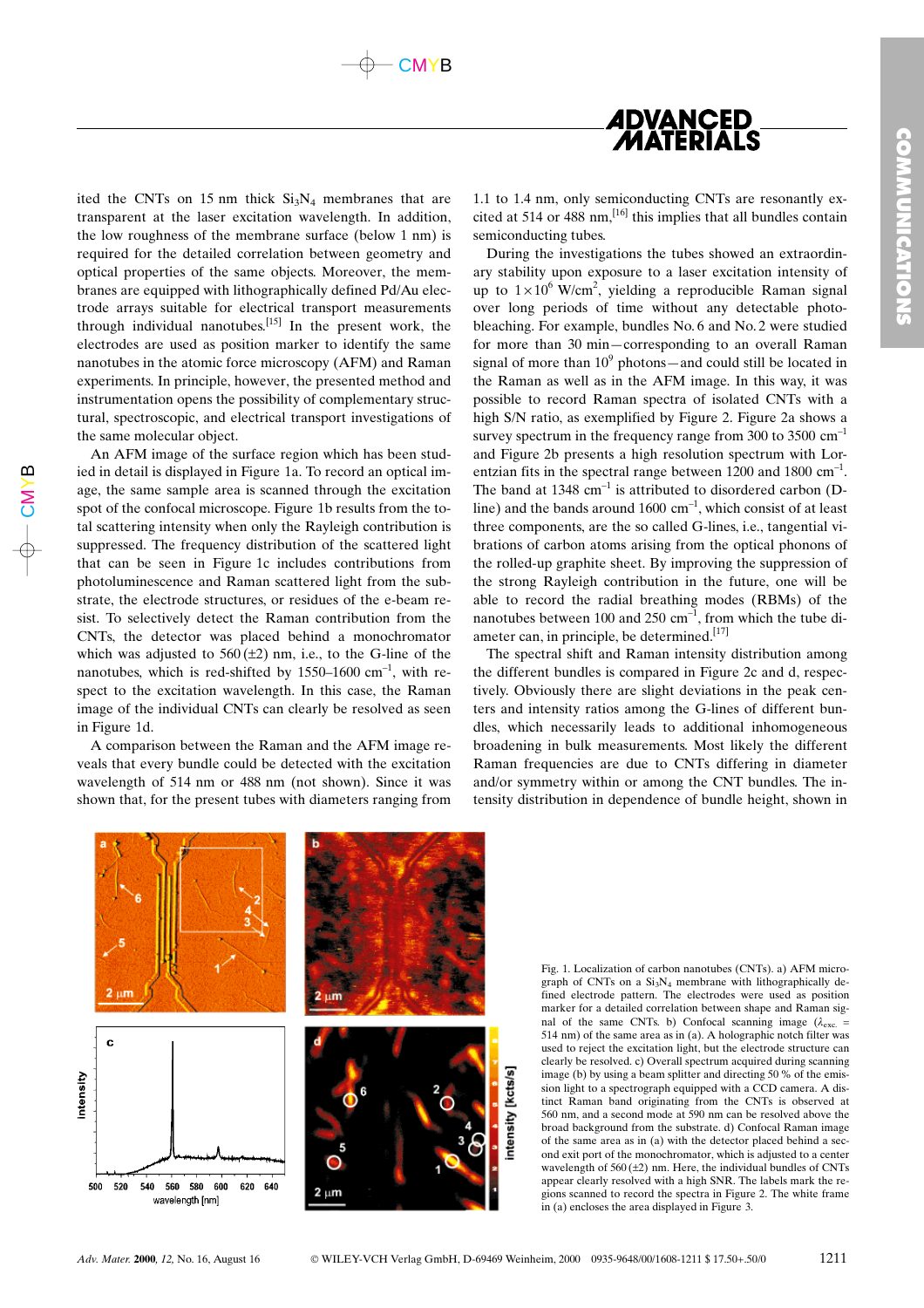ited the CNTs on 15 nm thick $Si_3N_4$ membranes that are transparent at the laser excitation wavelength. In addition, the low roughness of the membrane surface (below 1 nm) is required for the detailed correlation between geometry and optical properties of the same objects. Moreover, the membranes are equipped with lithographically defined Pd/Au electrode arrays suitable for electrical transport measurements through individual nanotubes.[15] In the present work, the electrodes are used as position marker to identify the same nanotubes in the atomic force microscopy (AFM) and Raman experiments. In principle, however, the presented method and instrumentation opens the possibility of complementary structural, spectroscopic, and electrical transport investigations of the same molecular object.

An AFM image of the surface region which has been studied in detail is displayed in Figure 1a. To record an optical image, the same sample area is scanned through the excitation spot of the confocal microscope. Figure 1b results from the total scattering intensity when only the Rayleigh contribution is suppressed. The frequency distribution of the scattered light that can be seen in Figure 1c includes contributions from photoluminescence and Raman scattered light from the substrate, the electrode structures, or residues of the e-beam resist. To selectively detect the Raman contribution from the CNTs, the detector was placed behind a monochromator which was adjusted to 560 (±2) nm, i.e., to the G-line of the nanotubes, which is red-shifted by 1550–1600 $cm^{-1}$, with respect to the excitation wavelength. In this case, the Raman image of the individual CNTs can clearly be resolved as seen in Figure 1d.

A comparison between the Raman and the AFM image reveals that every bundle could be detected with the excitation wavelength of 514 nm or 488 nm (not shown). Since it was shown that, for the present tubes with diameters ranging from 1.1 to 1.4 nm, only semiconducting CNTs are resonantly excited at 514 or 488 nm,[16] this implies that all bundles contain semiconducting tubes.

During the investigations the tubes showed an extraordinary stability upon exposure to a laser excitation intensity of up to $1 \times 10^6$ W/$cm^2$, yielding a reproducible Raman signal over long periods of time without any detectable photobleaching. For example, bundles No. 6 and No. 2 were studied for more than 30 min—corresponding to an overall Raman signal of more than $10^9$ photons—and could still be located in the Raman as well as in the AFM image. In this way, it was possible to record Raman spectra of isolated CNTs with a high S/N ratio, as exemplified by Figure 2. Figure 2a shows a survey spectrum in the frequency range from 300 to 3500 $cm^{-1}$ and Figure 2b presents a high resolution spectrum with Lorentzian fits in the spectral range between 1200 and 1800 $cm^{-1}$. The band at 1348 $cm^{-1}$ is attributed to disordered carbon (D-line) and the bands around 1600 $cm^{-1}$, which consist of at least three components, are the so called G-lines, i.e., tangential vibrations of carbon atoms arising from the optical phonons of the rolled-up graphite sheet. By improving the suppression of the strong Rayleigh contribution in the future, one will be able to record the radial breathing modes (RBMs) of the nanotubes between 100 and 250 $cm^{-1}$, from which the tube diameter can, in principle, be determined.[17]

The spectral shift and Raman intensity distribution among the different bundles is compared in Figure 2c and d, respectively. Obviously there are slight deviations in the peak centers and intensity ratios among the G-lines of different bundles, which necessarily leads to additional inhomogeneous broadening in bulk measurements. Most likely the different Raman frequencies are due to CNTs differing in diameter and/or symmetry within or among the CNT bundles. The intensity distribution in dependence of bundle height, shown in

Fig. 1. Localization of carbon nanotubes (CNTs). a) AFM micrograph of CNTs on a $Si_3N_4$ membrane with lithographically defined electrode pattern. The electrodes were used as position marker for a detailed correlation between shape and Raman signal of the same CNTs. b) Confocal scanning image ($\lambda_{exc.}$ = 514 nm) of the same area as in (a). A holographic notch filter was used to reject the excitation light, but the electrode structure can clearly be resolved. c) Overall spectrum acquired during scanning image (b) by using a beam splitter and directing 50 % of the emission light to a spectrograph equipped with a CCD camera. A distinct Raman band originating from the CNTs is observed at 560 nm, and a second mode at 590 nm can be resolved above the broad background from the substrate. d) Confocal Raman image of the same area as in (a) with the detector placed behind a second exit port of the monochromator, which is adjusted to a center wavelength of 560 (±2) nm. Here, the individual bundles of CNTs appear clearly resolved with a high SNR. The labels mark the regions scanned to record the spectra in Figure 2. The white frame in (a) encloses the area displayed in Figure 3.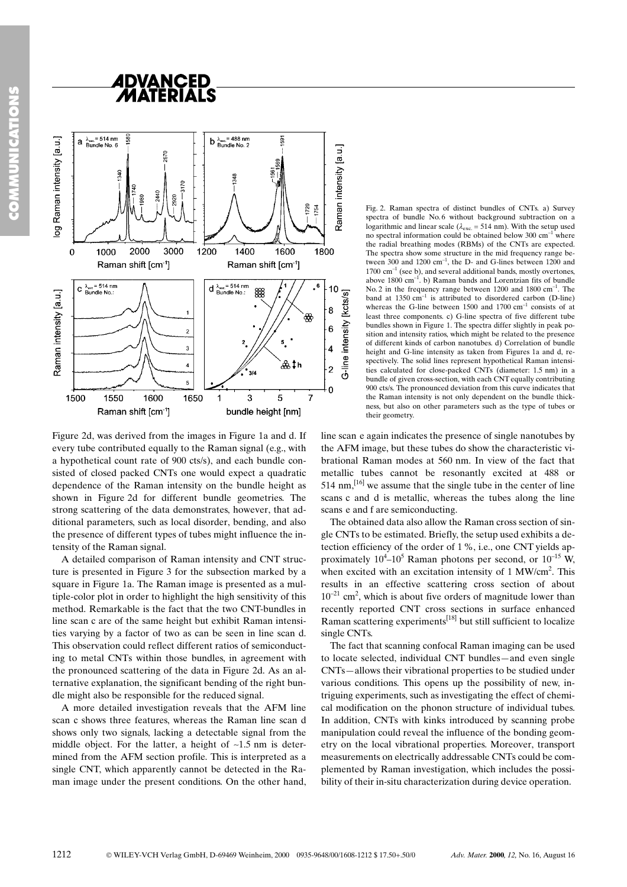Fig. 2. Raman spectra of distinct bundles of CNTs. a) Survey spectra of bundle No. 6 without background subtraction on a logarithmic and linear scale ($\lambda_{exc.}$ = 514 nm). With the setup used no spectral information could be obtained below 300 cm$^{-1}$ where the radial breathing modes (RBMs) of the CNTs are expected. The spectra show some structure in the mid frequency range between 300 and 1200 cm$^{-1}$, the D- and G-lines between 1200 and 1700 cm$^{-1}$ (see b), and several additional bands, mostly overtones, above 1800 cm$^{-1}$. b) Raman bands and Lorentzian fits of bundle No. 2 in the frequency range between 1200 and 1800 cm$^{-1}$. The band at 1350 cm$^{-1}$ is attributed to disordered carbon (D-line) whereas the G-line between 1500 and 1700 cm$^{-1}$ consists of at least three components. c) G-line spectra of five different tube bundles shown in Figure 1. The spectra differ slightly in peak position and intensity ratios, which might be related to the presence of different kinds of carbon nanotubes. d) Correlation of bundle height and G-line intensity as taken from Figures 1a and d, respectively. The solid lines represent hypothetical Raman intensities calculated for close-packed CNTs (diameter: 1.5 nm) in a bundle of given cross-section, with each CNT equally contributing 900 cts/s. The pronounced deviation from this curve indicates that the Raman intensity is not only dependent on the bundle thickness, but also on other parameters such as the type of tubes or their geometry.

Figure 2d, was derived from the images in Figure 1a and d. If every tube contributed equally to the Raman signal (e.g., with a hypothetical count rate of 900 cts/s), and each bundle consisted of closed packed CNTs one would expect a quadratic dependence of the Raman intensity on the bundle height as shown in Figure 2d for different bundle geometries. The strong scattering of the data demonstrates, however, that additional parameters, such as local disorder, bending, and also the presence of different types of tubes might influence the intensity of the Raman signal.

A detailed comparison of Raman intensity and CNT structure is presented in Figure 3 for the subsection marked by a square in Figure 1a. The Raman image is presented as a multiple-color plot in order to highlight the high sensitivity of this method. Remarkable is the fact that the two CNT-bundles in line scan c are of the same height but exhibit Raman intensities varying by a factor of two as can be seen in line scan d. This observation could reflect different ratios of semiconducting to metal CNTs within those bundles, in agreement with the pronounced scattering of the data in Figure 2d. As an alternative explanation, the significant bending of the right bundle might also be responsible for the reduced signal.

A more detailed investigation reveals that the AFM line scan c shows three features, whereas the Raman line scan d shows only two signals, lacking a detectable signal from the middle object. For the latter, a height of ~1.5 nm is determined from the AFM section profile. This is interpreted as a single CNT, which apparently cannot be detected in the Raman image under the present conditions. On the other hand, line scan e again indicates the presence of single nanotubes by the AFM image, but these tubes do show the characteristic vibrational Raman modes at 560 nm. In view of the fact that metallic tubes cannot be resonantly excited at 488 or 514 nm,[16] we assume that the single tube in the center of line scans c and d is metallic, whereas the tubes along the line scans e and f are semiconducting.

The obtained data also allow the Raman cross section of single CNTs to be estimated. Briefly, the setup used exhibits a detection efficiency of the order of 1 %, i.e., one CNT yields approximately $10^4$–$10^5$ Raman photons per second, or $10^{-15}$ W, when excited with an excitation intensity of 1 MW/cm$^2$. This results in an effective scattering cross section of about $10^{-21}$ cm$^2$, which is about five orders of magnitude lower than recently reported CNT cross sections in surface enhanced Raman scattering experiments[18] but still sufficient to localize single CNTs.

The fact that scanning confocal Raman imaging can be used to locate selected, individual CNT bundles—and even single CNTs—allows their vibrational properties to be studied under various conditions. This opens up the possibility of new, intriguing experiments, such as investigating the effect of chemical modification on the phonon structure of individual tubes. In addition, CNTs with kinks introduced by scanning probe manipulation could reveal the influence of the bonding geometry on the local vibrational properties. Moreover, transport measurements on electrically addressable CNTs could be complemented by Raman investigation, which includes the possibility of their in-situ characterization during device operation.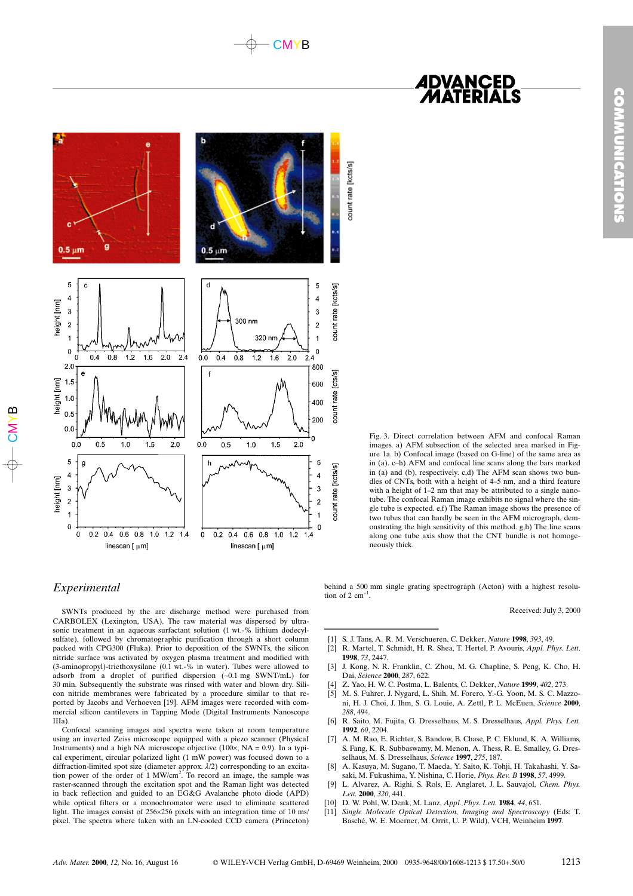Fig. 3. Direct correlation between AFM and confocal Raman images. a) AFM subsection of the selected area marked in Figure 1a. b) Confocal image (based on G-line) of the same area as in (a). c–h) AFM and confocal line scans along the bars marked in (a) and (b), respectively. c,d) The AFM scan shows two bundles of CNTs, both with a height of 4–5 nm, and a third feature with a height of 1–2 nm that may be attributed to a single nanotube. The confocal Raman image exhibits no signal where the single tube is expected. e,f) The Raman image shows the presence of two tubes that can hardly be seen in the AFM micrograph, demonstrating the high sensitivity of this method. g,h) The line scans along one tube axis show that the CNT bundle is not homogeneously thick.

## *Experimental*

SWNTs produced by the arc discharge method were purchased from CARBOLEX (Lexington, USA). The raw material was dispersed by ultrasonic treatment in an aqueous surfactant solution (1 wt.-% lithium dodecylsulfate), followed by chromatographic purification through a short column packed with CPG300 (Fluka). Prior to deposition of the SWNTs, the silicon nitride surface was activated by oxygen plasma treatment and modified with (3-aminopropyl)-triethoxysilane (0.1 wt.-% in water). Tubes were allowed to adsorb from a droplet of purified dispersion (~0.1 mg SWNT/mL) for 30 min. Subsequently the substrate was rinsed with water and blown dry. Silicon nitride membranes were fabricated by a procedure similar to that reported by Jacobs and Verhoeven [19]. AFM images were recorded with commercial silicon cantilevers in Tapping Mode (Digital Instruments Nanoscope IIIa).

Confocal scanning images and spectra were taken at room temperature using an inverted Zeiss microscope equipped with a piezo scanner (Physical Instruments) and a high NA microscope objective (100×, NA = 0.9). In a typical experiment, circular polarized light (1 mW power) was focused down to a diffraction-limited spot size (diameter approx. $\lambda/2$) corresponding to an excitation power of the order of 1 MW/cm$^2$. To record an image, the sample was raster-scanned through the excitation spot and the Raman light was detected in back reflection and guided to an EG&G Avalanche photo diode (APD) while optical filters or a monochromator were used to eliminate scattered light. The images consist of 256×256 pixels with an integration time of 10 ms/pixel. The spectra where taken with an LN-cooled CCD camera (Princeton) behind a 500 mm single grating spectrograph (Acton) with a highest resolution of 2 cm$^{-1}$.

Received: July 3, 2000

[1] S. J. Tans, A. R. M. Verschueren, C. Dekker, *Nature* **1998**, *393*, 49.
[2] R. Martel, T. Schmidt, H. R. Shea, T. Hertel, P. Avouris, *Appl. Phys. Lett.* **1998**, *73*, 2447.
[3] J. Kong, N. R. Franklin, C. Zhou, M. G. Chapline, S. Peng, K. Cho, H. Dai, *Science* **2000**, *287*, 622.
[4] Z. Yao, H. W. C. Postma, L. Balents, C. Dekker, *Nature* **1999**, *402*, 273.
[5] M. S. Fuhrer, J. Nygard, L. Shih, M. Forero, Y.-G. Yoon, M. S. C. Mazzoni, H. J. Choi, J. Ihm, S. G. Louie, A. Zettl, P. L. McEuen, *Science* **2000**, *288*, 494.
[6] R. Saito, M. Fujita, G. Dresselhaus, M. S. Dresselhaus, *Appl. Phys. Lett.* **1992**, *60*, 2204.
[7] A. M. Rao, E. Richter, S. Bandow, B. Chase, P. C. Eklund, K. A. Williams, S. Fang, K. R. Subbaswamy, M. Menon, A. Thess, R. E. Smalley, G. Dresselhaus, M. S. Dresselhaus, *Science* **1997**, *275*, 187.
[8] A. Kasuya, M. Sugano, T. Maeda, Y. Saito, K. Tohji, H. Takahashi, Y. Sasaki, M. Fukushima, Y. Nishina, C. Horie, *Phys. Rev. B* **1998**, *57*, 4999.
[9] L. Alvarez, A. Righi, S. Rols, E. Anglaret, J. L. Sauvajol, *Chem. Phys. Lett.* **2000**, *320*, 441.
[10] D. W. Pohl, W. Denk, M. Lanz, *Appl. Phys. Lett.* **1984**, *44*, 651.
[11] *Single Molecule Optical Detection, Imaging and Spectroscopy* (Eds: T. Basché, W. E. Moerner, M. Orrit, U. P. Wild), VCH, Weinheim **1997**.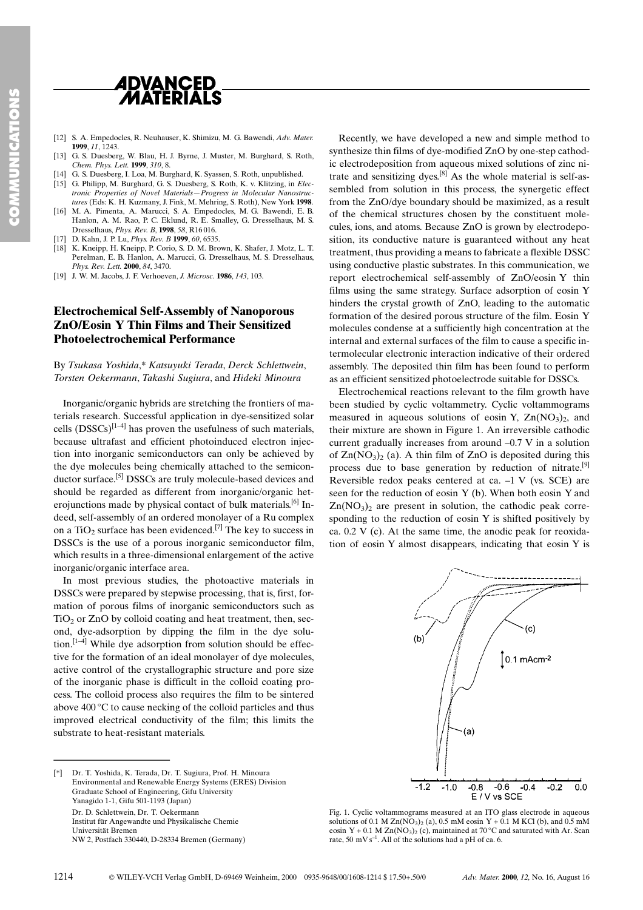[12] S. A. Empedocles, R. Neuhauser, K. Shimizu, M. G. Bawendi, *Adv. Mater.* **1999**, *11*, 1243.
[13] G. S. Duesberg, W. Blau, H. J. Byrne, J. Muster, M. Burghard, S. Roth, *Chem. Phys. Lett.* **1999**, *310*, 8.
[14] G. S. Duesberg, I. Loa, M. Burghard, K. Syassen, S. Roth, unpublished.
[15] G. Philipp, M. Burghard, G. S. Duesberg, S. Roth, K. v. Klitzing, in *Electronic Properties of Novel Materials—Progress in Molecular Nanostructures* (Eds: K. H. Kuzmany, J. Fink, M. Mehring, S. Roth), New York **1998**.
[16] M. A. Pimenta, A. Marucci, S. A. Empedocles, M. G. Bawendi, E. B. Hanlon, A. M. Rao, P. C. Eklund, R. E. Smalley, G. Dresselhaus, M. S. Dresselhaus, *Phys. Rev. B*, **1998**, *58*, R16016.
[17] D. Kahn, J. P. Lu, *Phys. Rev. B* **1999**, *60*, 6535.
[18] K. Kneipp, H. Kneipp, P. Corio, S. D. M. Brown, K. Shafer, J. Motz, L. T. Perelman, E. B. Hanlon, A. Marucci, G. Dresselhaus, M. S. Dresselhaus, *Phys. Rev. Lett.* **2000**, *84*, 3470.
[19] J. W. M. Jacobs, J. F. Verhoeven, *J. Microsc.* **1986**, *143*, 103.

## Electrochemical Self-Assembly of Nanoporous ZnO/Eosin Y Thin Films and Their Sensitized Photoelectrochemical Performance

By *Tsukasa Yoshida*,* *Katsuyuki Terada*, *Derck Schlettwein*, *Torsten Oekermann*, *Takashi Sugiura*, and *Hideki Minoura*

Inorganic/organic hybrids are stretching the frontiers of materials research. Successful application in dye-sensitized solar cells (DSSCs)[1–4] has proven the usefulness of such materials, because ultrafast and efficient photoinduced electron injection into inorganic semiconductors can only be achieved by the dye molecules being chemically attached to the semiconductor surface.[5] DSSCs are truly molecule-based devices and should be regarded as different from inorganic/organic heterojunctions made by physical contact of bulk materials.[6] Indeed, self-assembly of an ordered monolayer of a Ru complex on a $TiO_2$ surface has been evidenced.[7] The key to success in DSSCs is the use of a porous inorganic semiconductor film, which results in a three-dimensional enlargement of the active inorganic/organic interface area.

In most previous studies, the photoactive materials in DSSCs were prepared by stepwise processing, that is, first, formation of porous films of inorganic semiconductors such as $TiO_2$ or ZnO by colloid coating and heat treatment, then, second, dye-adsorption by dipping the film in the dye solution.[1–4] While dye adsorption from solution should be effective for the formation of an ideal monolayer of dye molecules, active control of the crystallographic structure and pore size of the inorganic phase is difficult in the colloid coating process. The colloid process also requires the film to be sintered above 400 °C to cause necking of the colloid particles and thus improved electrical conductivity of the film; this limits the substrate to heat-resistant materials.

[*] Dr. T. Yoshida, K. Terada, Dr. T. Sugiura, Prof. H. Minoura
Environmental and Renewable Energy Systems (ERES) Division
Graduate School of Engineering, Gifu University
Yanagido 1-1, Gifu 501-1193 (Japan)
Dr. D. Schlettwein, Dr. T. Oekermann
Institut für Angewandte und Physikalische Chemie
Universität Bremen
NW 2, Postfach 330440, D-28334 Bremen (Germany)

Recently, we have developed a new and simple method to synthesize thin films of dye-modified ZnO by one-step cathodic electrodeposition from aqueous mixed solutions of zinc nitrate and sensitizing dyes.[8] As the whole material is self-assembled from solution in this process, the synergetic effect from the ZnO/dye boundary should be maximized, as a result of the chemical structures chosen by the constituent molecules, ions, and atoms. Because ZnO is grown by electrodeposition, its conductive nature is guaranteed without any heat treatment, thus providing a means to fabricate a flexible DSSC using conductive plastic substrates. In this communication, we report electrochemical self-assembly of ZnO/eosin Y thin films using the same strategy. Surface adsorption of eosin Y hinders the crystal growth of ZnO, leading to the automatic formation of the desired porous structure of the film. Eosin Y molecules condense at a sufficiently high concentration at the internal and external surfaces of the film to cause a specific intermolecular electronic interaction indicative of their ordered assembly. The deposited thin film has been found to perform as an efficient sensitized photoelectrode suitable for DSSCs.

Electrochemical reactions relevant to the film growth have been studied by cyclic voltammetry. Cyclic voltammograms measured in aqueous solutions of eosin Y, $Zn(NO_3)_2$, and their mixture are shown in Figure 1. An irreversible cathodic current gradually increases from around –0.7 V in a solution of $Zn(NO_3)_2$ (a). A thin film of ZnO is deposited during this process due to base generation by reduction of nitrate.[9] Reversible redox peaks centered at ca. –1 V (vs. SCE) are seen for the reduction of eosin Y (b). When both eosin Y and $Zn(NO_3)_2$ are present in solution, the cathodic peak corresponding to the reduction of eosin Y is shifted positively by ca. 0.2 V (c). At the same time, the anodic peak for reoxidation of eosin Y almost disappears, indicating that eosin Y is

(b)
(c)
0.1 mAcm-2
(a)
-1.2 -1.0 -0.8 -0.6 -0.4 -0.2 0.0
E / V vs SCE

Fig. 1. Cyclic voltammograms measured at an ITO glass electrode in aqueous solutions of 0.1 M $Zn(NO_3)_2$ (a), 0.5 mM eosin Y + 0.1 M KCl (b), and 0.5 mM eosin Y + 0.1 M $Zn(NO_3)_2$ (c), maintained at 70 °C and saturated with Ar. Scan rate, 50 mV $s^{-1}$. All of the solutions had a pH of ca. 6.